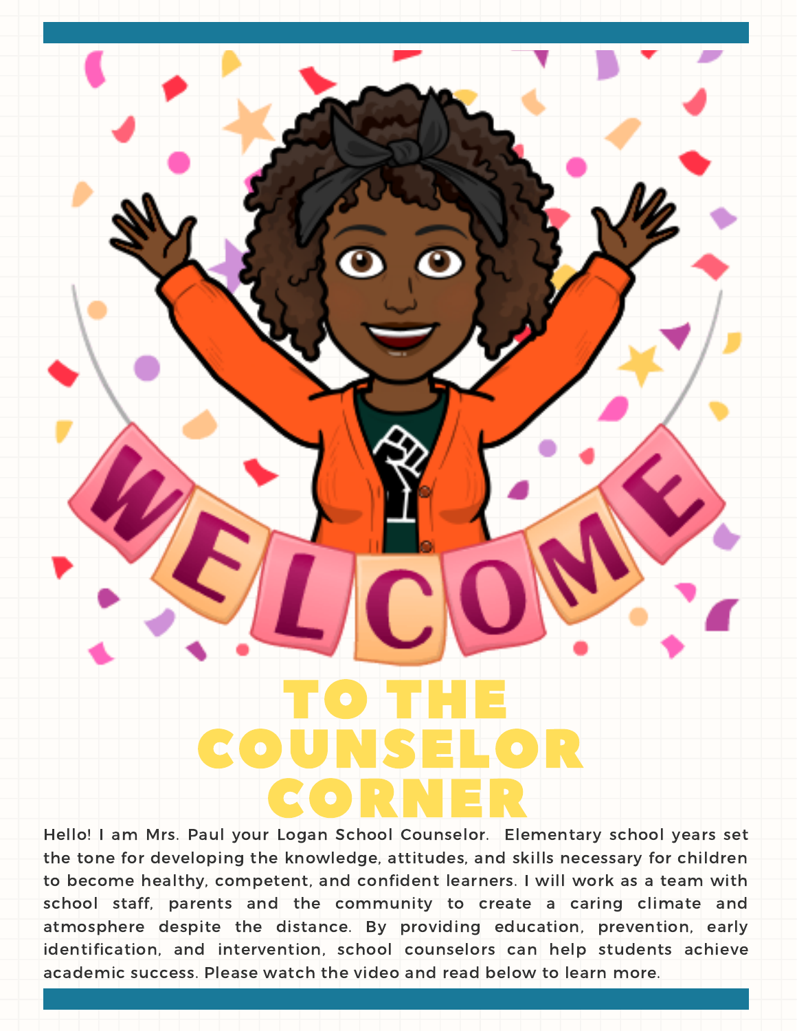# WELCOME TO THE COUNSELOR CORNER

Hello! I am Mrs. Paul your Logan School Counselor. Elementary school years set the tone for developing the knowledge, attitudes, and skills necessary for children to become healthy, competent, and confident learners. I will work as a team with school staff, parents and the community to create a caring climate and atmosphere despite the distance. By providing education, prevention, early identification, and intervention, school counselors can help students achieve academic success. Please watch the video and read below to learn more.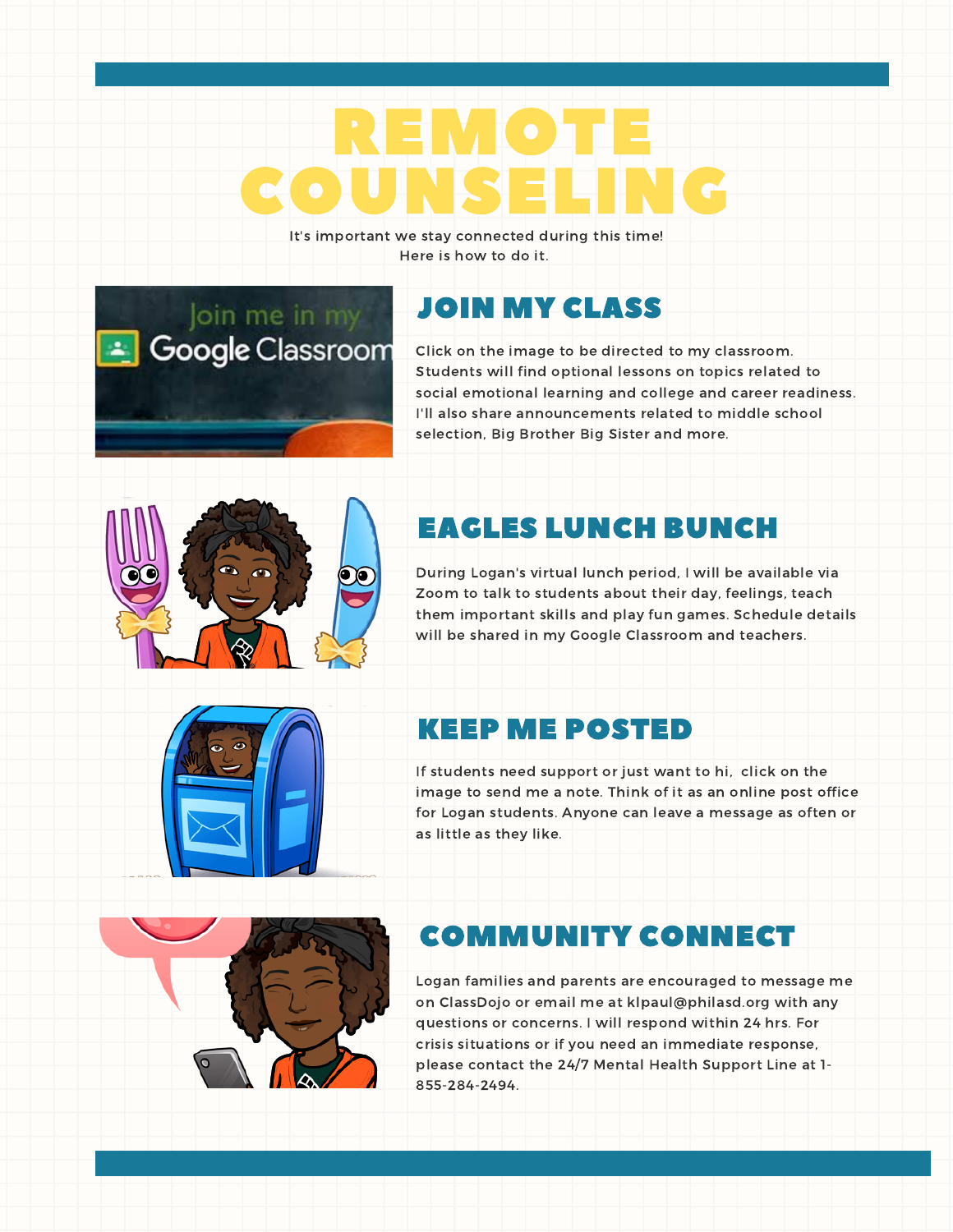# REMOTE COUNSELING

It's important we stay connected during this time!
Here is how to do it.

## JOIN MY CLASS

Click on the image to be directed to my classroom. Students will find optional lessons on topics related to social emotional learning and college and career readiness. I'll also share announcements related to middle school selection, Big Brother Big Sister and more.

## EAGLES LUNCH BUNCH

During Logan's virtual lunch period, I will be available via Zoom to talk to students about their day, feelings, teach them important skills and play fun games. Schedule details will be shared in my Google Classroom and teachers.

## KEEP ME POSTED

If students need support or just want to hi, click on the image to send me a note. Think of it as an online post office for Logan students. Anyone can leave a message as often or as little as they like.

## COMMUNITY CONNECT

Logan families and parents are encouraged to message me on ClassDojo or email me at klpaul@philasd.org with any questions or concerns. I will respond within 24 hrs. For crisis situations or if you need an immediate response, please contact the 24/7 Mental Health Support Line at 1-855-284-2494.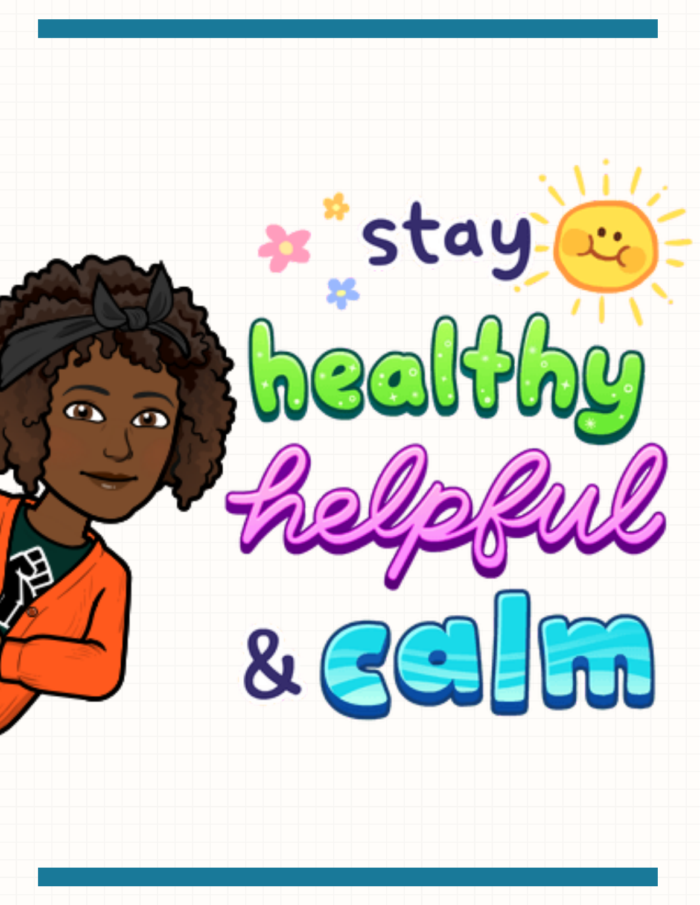stay healthy helpful & calm